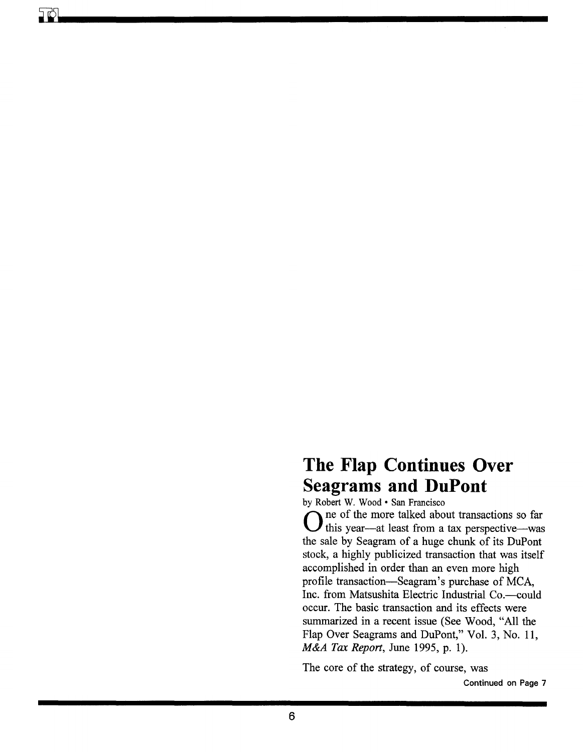# The Flap Continues Over Seagrams and DuPont

by Robert W. Wood • San Francisco

One of the more talked about transactions so far this year—at least from a tax perspective—was the sale by Seagram of a huge chunk of its DuPont stock, a highly publicized transaction that was itself accomplished in order than an even more high profile transaction—Seagram's purchase of MCA, Inc. from Matsushita Electric Industrial Co.—could occur. The basic transaction and its effects were summarized in a recent issue (See Wood, "All the Flap Over Seagrams and DuPont," Vol. 3, No. 11, *M&A Tax Report*, June 1995, p. 1).

The core of the strategy, of course, was

Continued on Page 7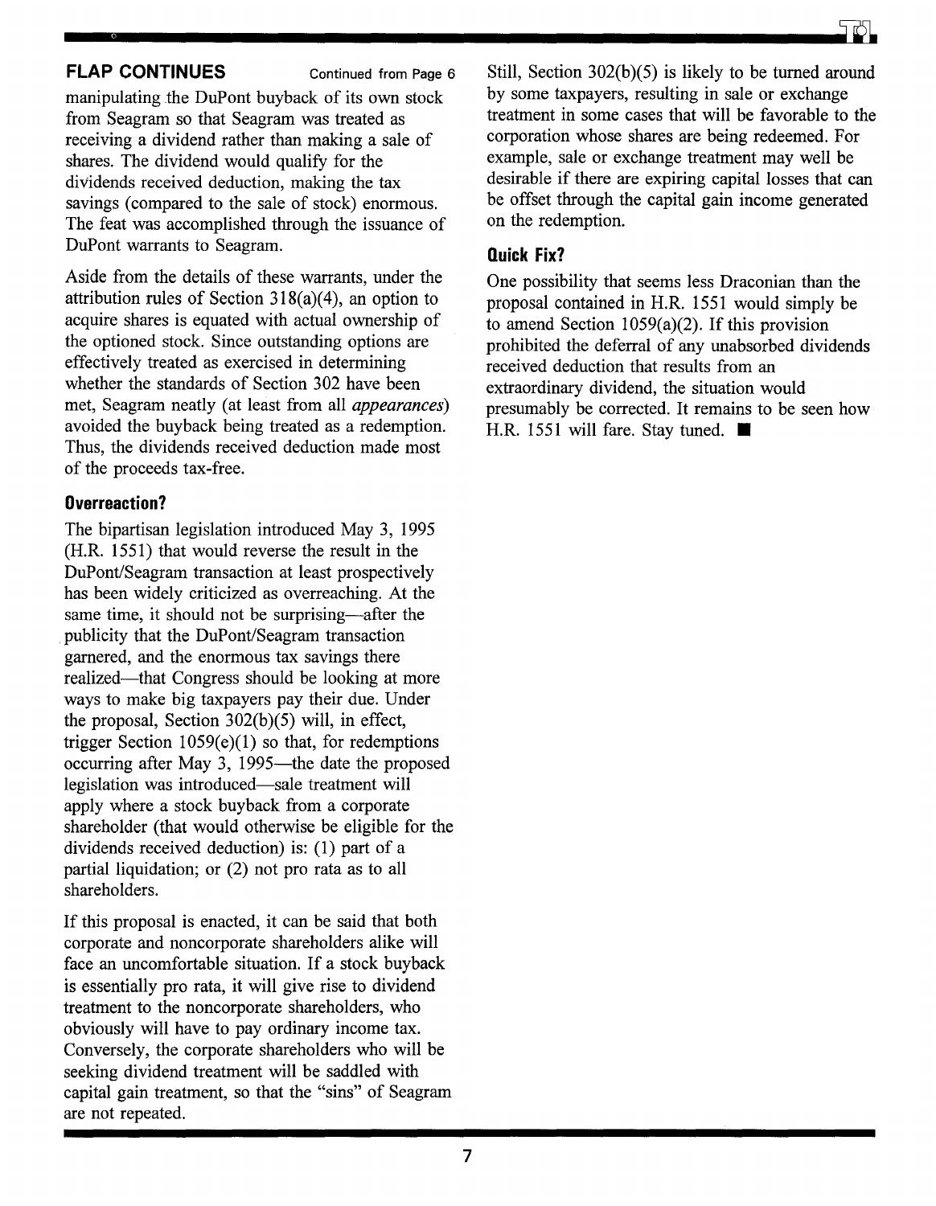**FLAP CONTINUES** Continued from Page 6

manipulating the DuPont buyback of its own stock from Seagram so that Seagram was treated as receiving a dividend rather than making a sale of shares. The dividend would qualify for the dividends received deduction, making the tax savings (compared to the sale of stock) enormous. The feat was accomplished through the issuance of DuPont warrants to Seagram.

Aside from the details of these warrants, under the attribution rules of Section 318(a)(4), an option to acquire shares is equated with actual ownership of the optioned stock. Since outstanding options are effectively treated as exercised in determining whether the standards of Section 302 have been met, Seagram neatly (at least from all *appearances*) avoided the buyback being treated as a redemption. Thus, the dividends received deduction made most of the proceeds tax-free.

### Overreaction?

The bipartisan legislation introduced May 3, 1995 (H.R. 1551) that would reverse the result in the DuPont/Seagram transaction at least prospectively has been widely criticized as overreaching. At the same time, it should not be surprising—after the publicity that the DuPont/Seagram transaction garnered, and the enormous tax savings there realized—that Congress should be looking at more ways to make big taxpayers pay their due. Under the proposal, Section 302(b)(5) will, in effect, trigger Section 1059(e)(1) so that, for redemptions occurring after May 3, 1995—the date the proposed legislation was introduced—sale treatment will apply where a stock buyback from a corporate shareholder (that would otherwise be eligible for the dividends received deduction) is: (1) part of a partial liquidation; or (2) not pro rata as to all shareholders.

If this proposal is enacted, it can be said that both corporate and noncorporate shareholders alike will face an uncomfortable situation. If a stock buyback is essentially pro rata, it will give rise to dividend treatment to the noncorporate shareholders, who obviously will have to pay ordinary income tax. Conversely, the corporate shareholders who will be seeking dividend treatment will be saddled with capital gain treatment, so that the "sins" of Seagram are not repeated.

Still, Section 302(b)(5) is likely to be turned around by some taxpayers, resulting in sale or exchange treatment in some cases that will be favorable to the corporation whose shares are being redeemed. For example, sale or exchange treatment may well be desirable if there are expiring capital losses that can be offset through the capital gain income generated on the redemption.

### Quick Fix?

One possibility that seems less Draconian than the proposal contained in H.R. 1551 would simply be to amend Section 1059(a)(2). If this provision prohibited the deferral of any unabsorbed dividends received deduction that results from an extraordinary dividend, the situation would presumably be corrected. It remains to be seen how H.R. 1551 will fare. Stay tuned. ■